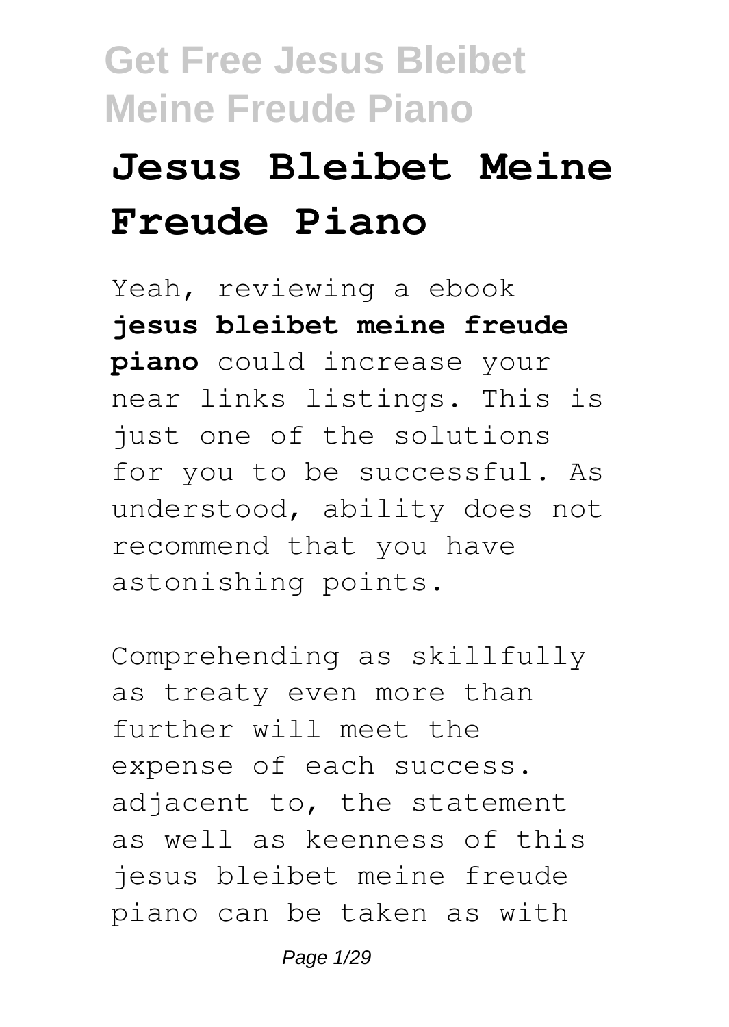# Jesus Bleibet Meine Freude Piano

Yeah, reviewing a ebook **jesus bleibet meine freude piano** could increase your near links listings. This is just one of the solutions for you to be successful. As understood, ability does not recommend that you have astonishing points.

Comprehending as skillfully as treaty even more than further will meet the expense of each success. adjacent to, the statement as well as keenness of this jesus bleibet meine freude piano can be taken as with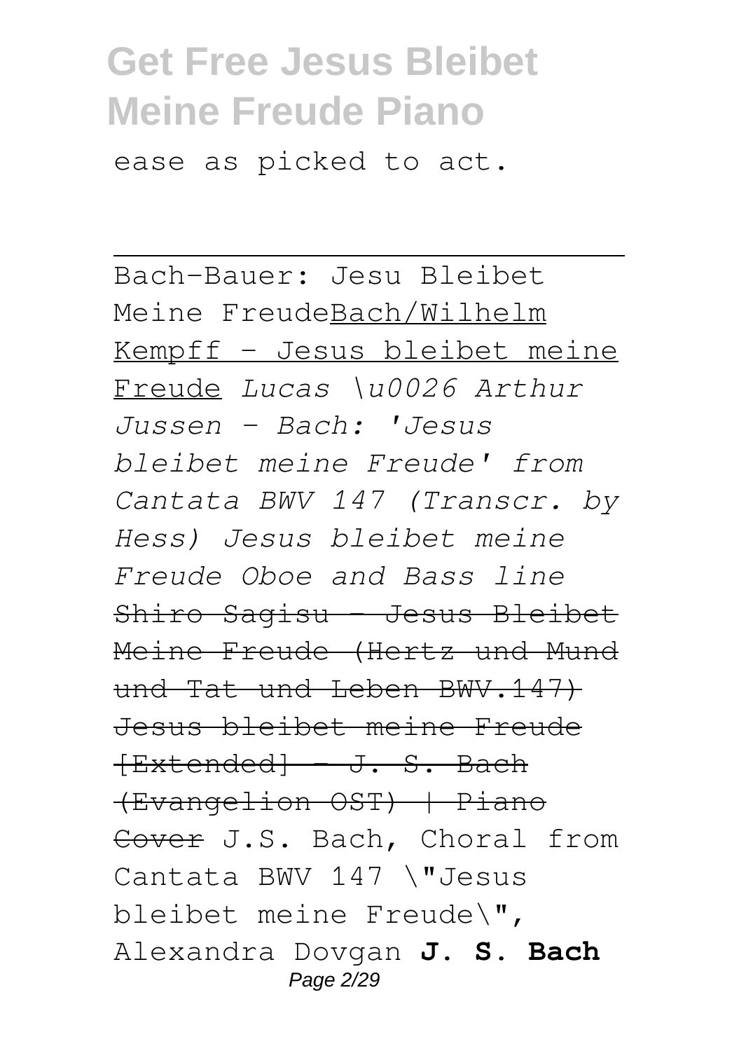ease as picked to act.

---

Bach-Bauer: Jesu Bleibet Meine FreudeBach/Wilhelm Kempff - Jesus bleibet meine Freude *Lucas \u0026 Arthur Jussen - Bach: 'Jesus bleibet meine Freude' from Cantata BWV 147 (Transcr. by Hess) Jesus bleibet meine Freude Oboe and Bass line* ~~Shiro Sagisu - Jesus Bleibet Meine Freude (Hertz und Mund und Tat und Leben BWV.147) Jesus bleibet meine Freude [Extended] - J. S. Bach (Evangelion OST) | Piano Cover~~ J.S. Bach, Choral from Cantata BWV 147 \"Jesus bleibet meine Freude\", Alexandra Dovgan **J. S. Bach**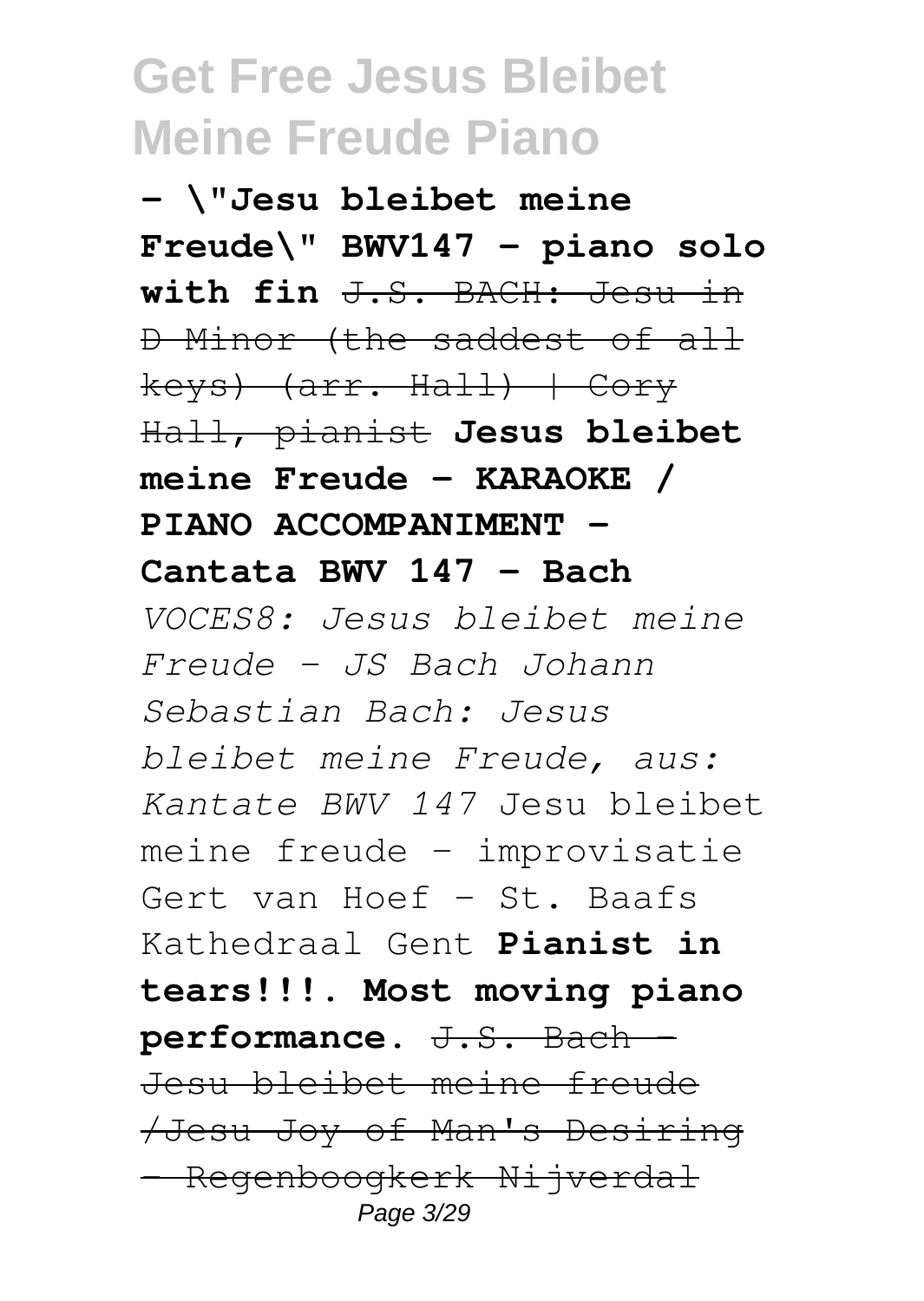**- \"Jesu bleibet meine Freude\" BWV147 - piano solo with fin** ~~J.S. BACH: Jesu in D Minor (the saddest of all keys) (arr. Hall) | Cory Hall, pianist~~ **Jesus bleibet meine Freude - KARAOKE / PIANO ACCOMPANIMENT - Cantata BWV 147 - Bach** *VOCES8: Jesus bleibet meine Freude - JS Bach Johann Sebastian Bach: Jesus bleibet meine Freude, aus: Kantate BWV 147* Jesu bleibet meine freude - improvisatie Gert van Hoef - St. Baafs Kathedraal Gent **Pianist in tears!!!. Most moving piano performance.** ~~J.S. Bach - Jesu bleibet meine freude /Jesu Joy of Man's Desiring - Regenboogkerk Nijverdal~~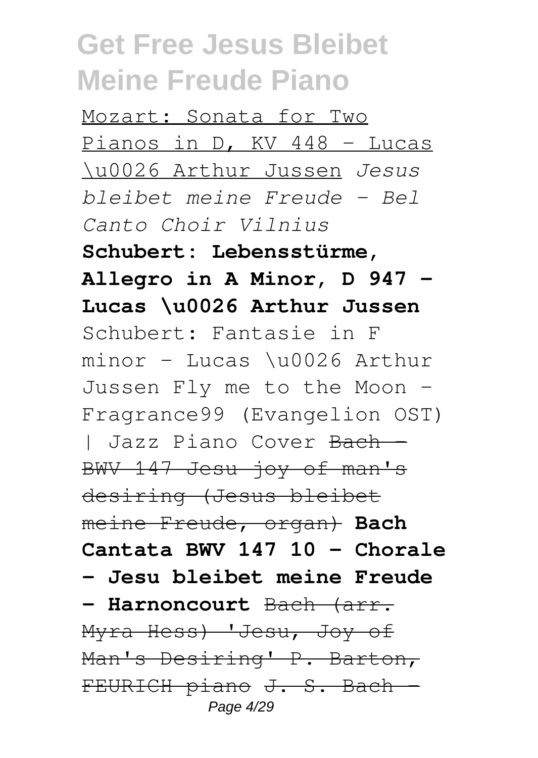Mozart: Sonata for Two Pianos in D, KV 448 - Lucas \u0026 Arthur Jussen *Jesus bleibet meine Freude - Bel Canto Choir Vilnius* **Schubert: Lebensstürme, Allegro in A Minor, D 947 - Lucas \u0026 Arthur Jussen** Schubert: Fantasie in F minor - Lucas \u0026 Arthur Jussen Fly me to the Moon - Fragrance99 (Evangelion OST) | Jazz Piano Cover ~~Bach - BWV 147 Jesu joy of man's desiring (Jesus bleibet meine Freude, organ)~~ **Bach Cantata BWV 147 10 - Chorale - Jesu bleibet meine Freude - Harnoncourt** ~~Bach (arr. Myra Hess) 'Jesu, Joy of Man's Desiring' P. Barton, FEURICH piano~~ ~~J. S. Bach -~~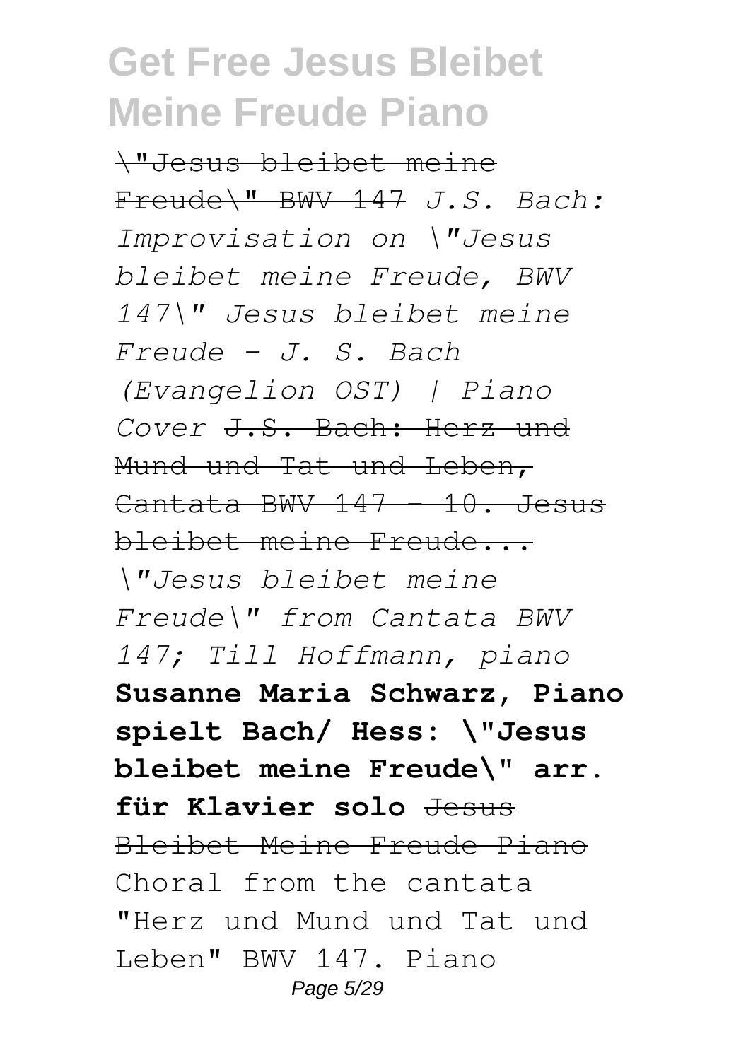\"Jesus bleibet meine Freude\" BWV 147 *J.S. Bach: Improvisation on \"Jesus bleibet meine Freude, BWV 147\" Jesus bleibet meine Freude - J. S. Bach (Evangelion OST) | Piano Cover* J.S. Bach: Herz und Mund und Tat und Leben, Cantata BWV 147 - 10. Jesus bleibet meine Freude... *\"Jesus bleibet meine Freude\" from Cantata BWV 147; Till Hoffmann, piano* **Susanne Maria Schwarz, Piano spielt Bach/ Hess: \"Jesus bleibet meine Freude\" arr. für Klavier solo** Jesus Bleibet Meine Freude Piano
Choral from the cantata "Herz und Mund und Tat und Leben" BWV 147. Piano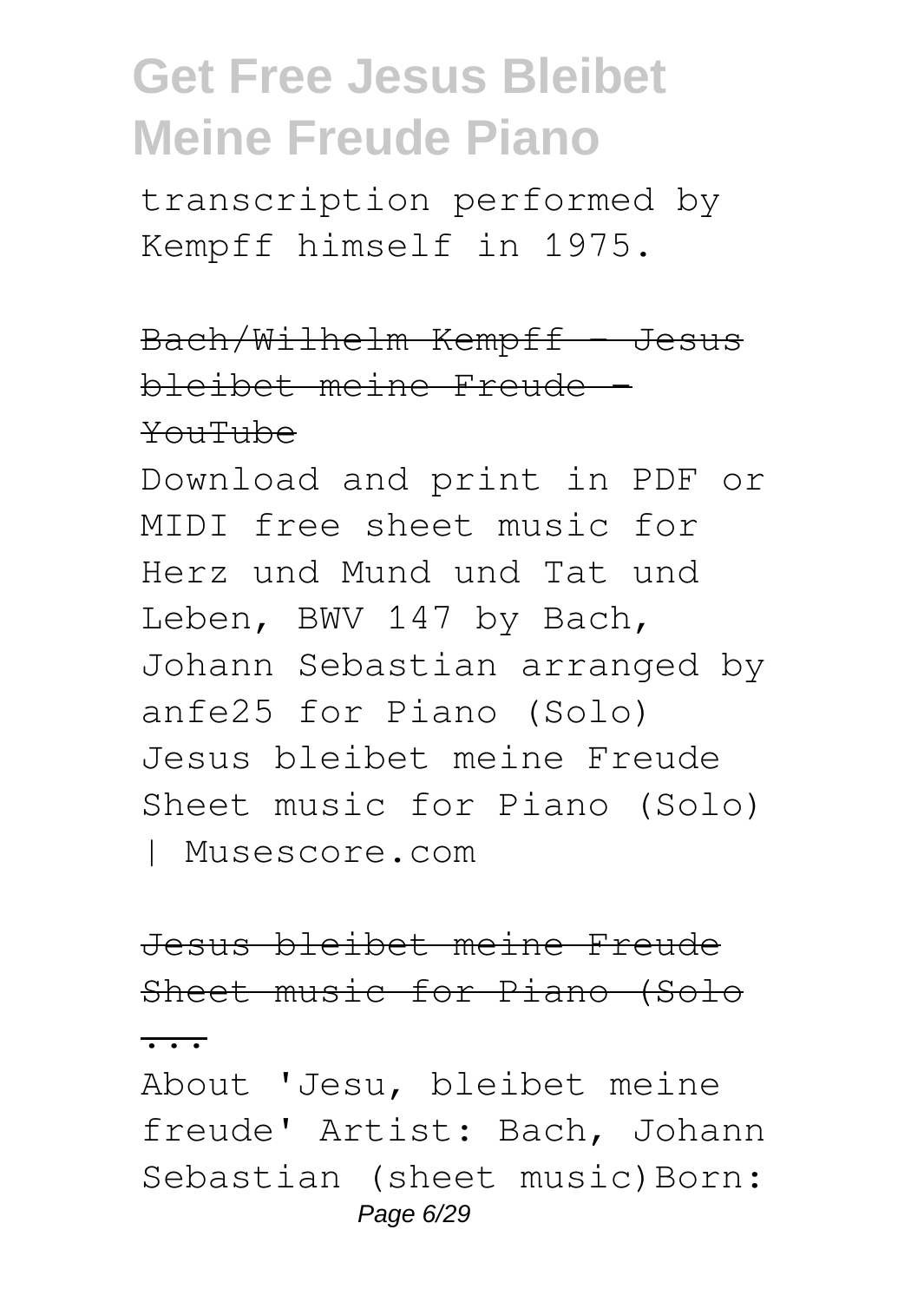transcription performed by Kempff himself in 1975.

Bach/Wilhelm Kempff - Jesus bleibet meine Freude - YouTube

Download and print in PDF or MIDI free sheet music for Herz und Mund und Tat und Leben, BWV 147 by Bach, Johann Sebastian arranged by anfe25 for Piano (Solo) Jesus bleibet meine Freude Sheet music for Piano (Solo) | Musescore.com

Jesus bleibet meine Freude Sheet music for Piano (Solo ...

About 'Jesu, bleibet meine freude' Artist: Bach, Johann Sebastian (sheet music)Born: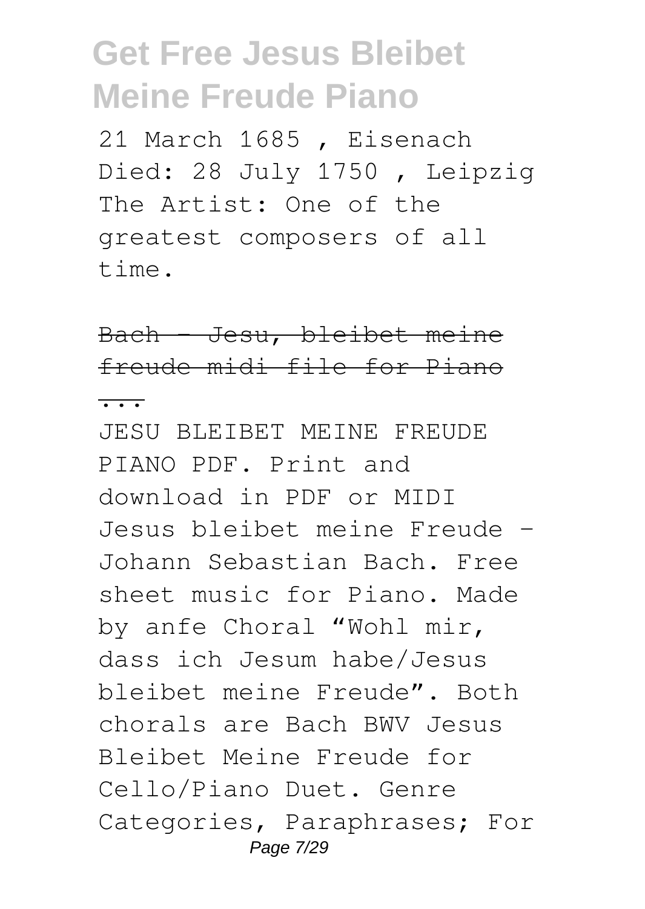21 March 1685 , Eisenach Died: 28 July 1750 , Leipzig The Artist: One of the greatest composers of all time.

Bach - Jesu, bleibet meine freude midi file for Piano ...

JESU BLEIBET MEINE FREUDE PIANO PDF. Print and download in PDF or MIDI Jesus bleibet meine Freude - Johann Sebastian Bach. Free sheet music for Piano. Made by anfe Choral "Wohl mir, dass ich Jesum habe/Jesus bleibet meine Freude". Both chorals are Bach BWV Jesus Bleibet Meine Freude for Cello/Piano Duet. Genre Categories, Paraphrases; For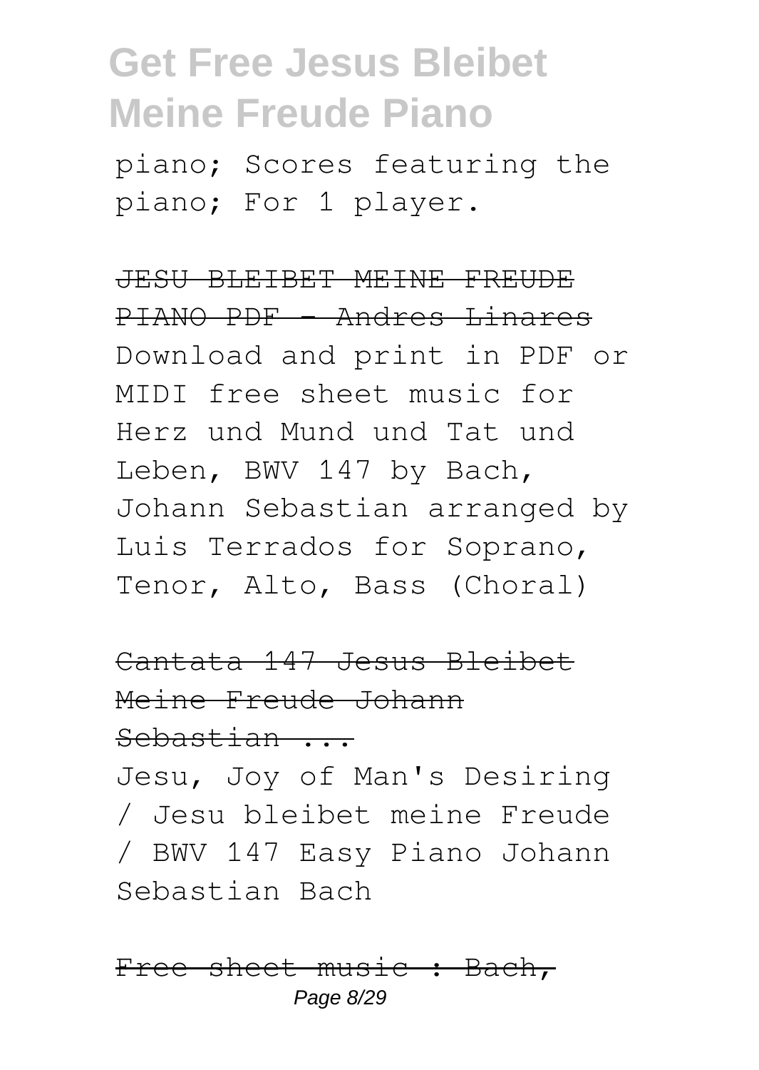piano; Scores featuring the piano; For 1 player.

JESU BLEIBET MEINE FREUDE PIANO PDF - Andres Linares

Download and print in PDF or MIDI free sheet music for Herz und Mund und Tat und Leben, BWV 147 by Bach, Johann Sebastian arranged by Luis Terrados for Soprano, Tenor, Alto, Bass (Choral)

Cantata 147 Jesus Bleibet Meine Freude Johann Sebastian ...

Jesu, Joy of Man's Desiring / Jesu bleibet meine Freude / BWV 147 Easy Piano Johann Sebastian Bach

Free sheet music : Bach,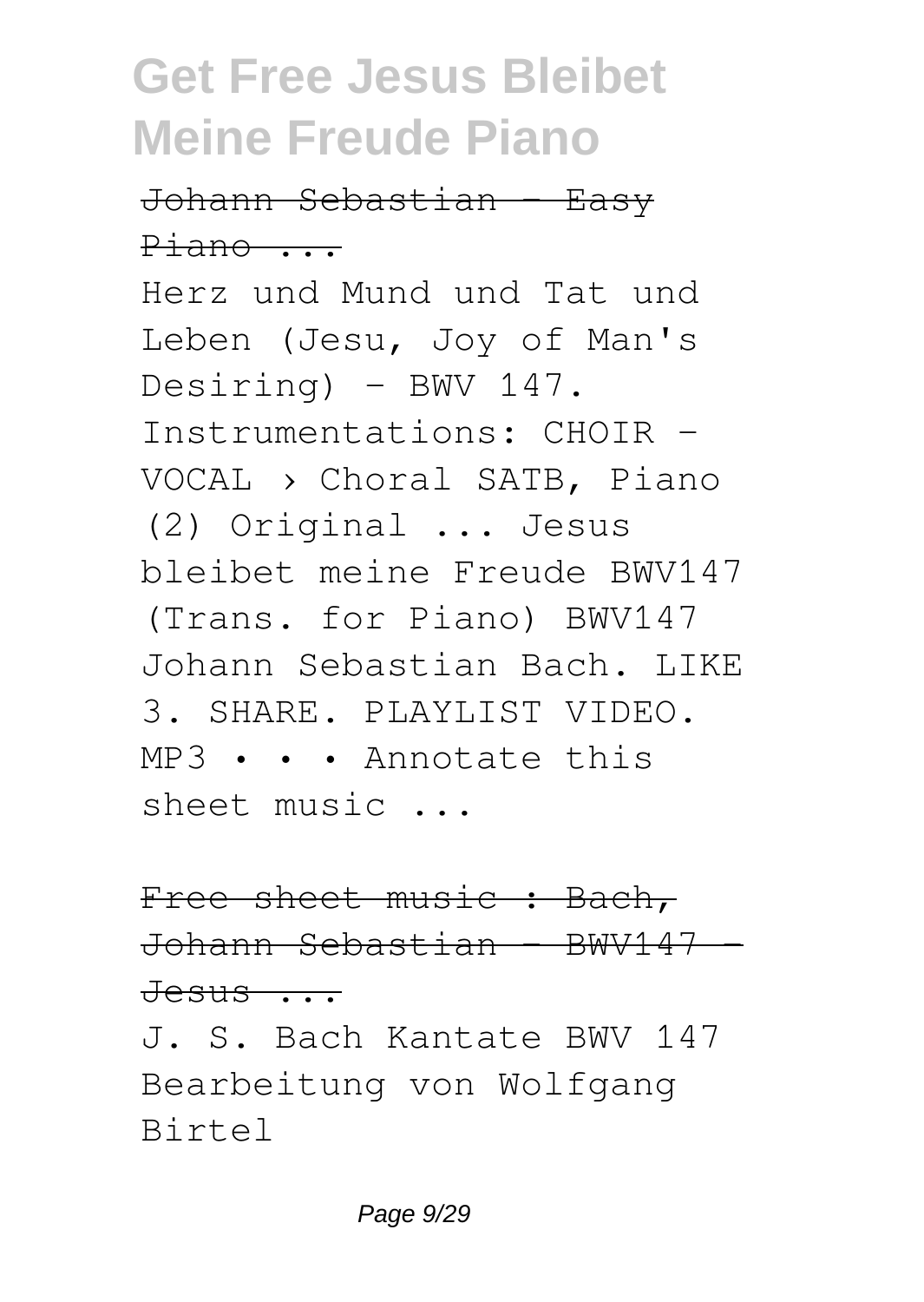Johann Sebastian - Easy Piano ...

Herz und Mund und Tat und Leben (Jesu, Joy of Man's Desiring) - BWV 147. Instrumentations: CHOIR - VOCAL › Choral SATB, Piano (2) Original ... Jesus bleibet meine Freude BWV147 (Trans. for Piano) BWV147 Johann Sebastian Bach. LIKE 3. SHARE. PLAYLIST VIDEO. MP3 • • • Annotate this sheet music ...

Free sheet music : Bach, Johann Sebastian - BWV147 - Jesus ...

J. S. Bach Kantate BWV 147 Bearbeitung von Wolfgang Birtel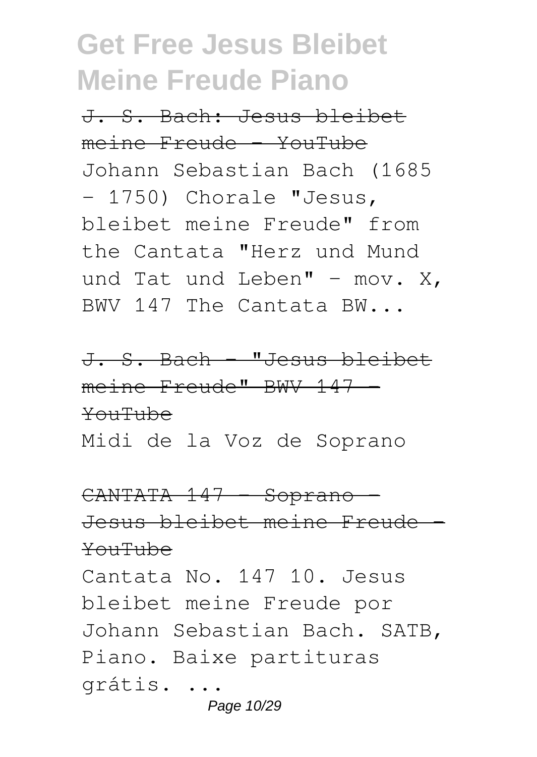# Get Free Jesus Bleibet Meine Freude Piano

~~J. S. Bach: Jesus bleibet meine Freude - YouTube~~

Johann Sebastian Bach (1685 - 1750) Chorale "Jesus, bleibet meine Freude" from the Cantata "Herz und Mund und Tat und Leben" - mov. X, BWV 147 The Cantata BW...

~~J. S. Bach - "Jesus bleibet meine Freude" BWV 147 - YouTube~~

Midi de la Voz de Soprano

~~CANTATA 147 - Soprano - Jesus bleibet meine Freude - YouTube~~

Cantata No. 147 10. Jesus bleibet meine Freude por Johann Sebastian Bach. SATB, Piano. Baixe partituras grátis. ...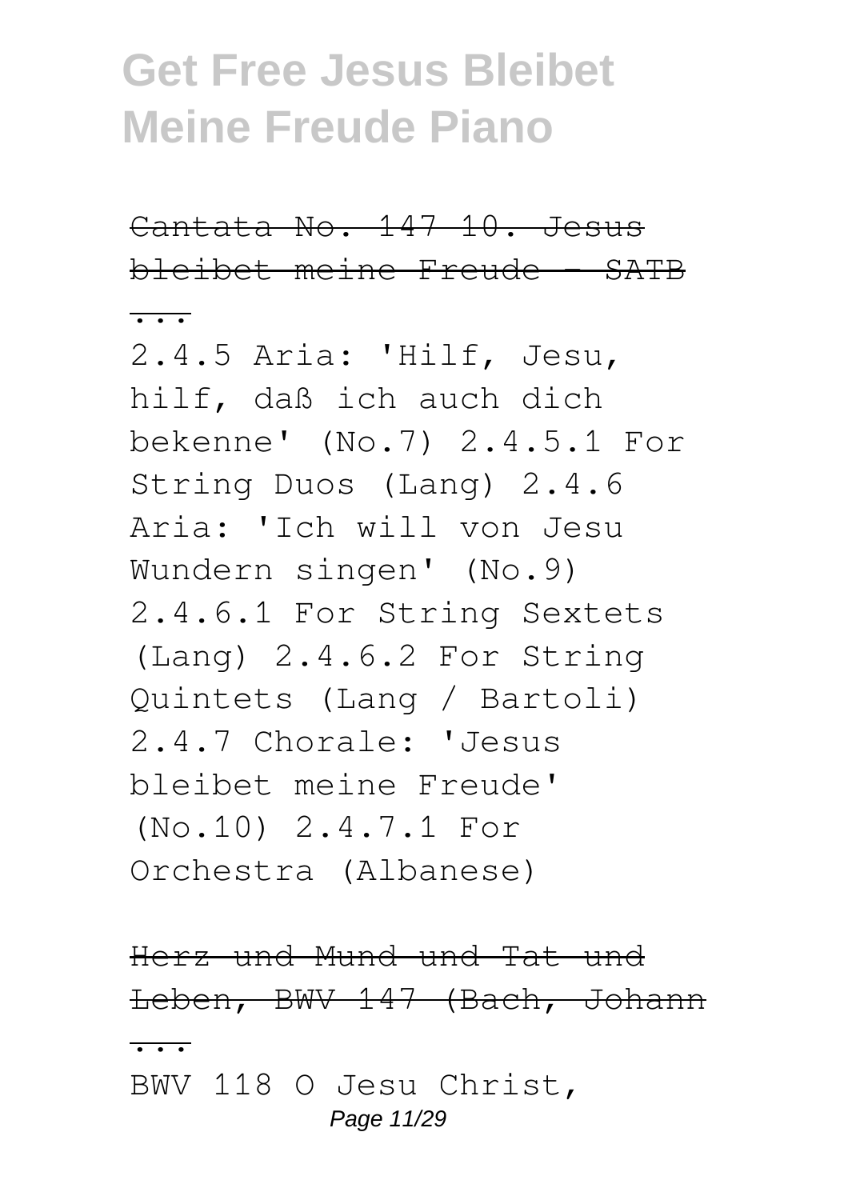Cantata No. 147 10. Jesus bleibet meine Freude - SATB ...

2.4.5 Aria: 'Hilf, Jesu, hilf, daß ich auch dich bekenne' (No.7) 2.4.5.1 For String Duos (Lang) 2.4.6 Aria: 'Ich will von Jesu Wundern singen' (No.9) 2.4.6.1 For String Sextets (Lang) 2.4.6.2 For String Quintets (Lang / Bartoli) 2.4.7 Chorale: 'Jesus bleibet meine Freude' (No.10) 2.4.7.1 For Orchestra (Albanese)

Herz und Mund und Tat und Leben, BWV 147 (Bach, Johann ...

BWV 118 O Jesu Christ,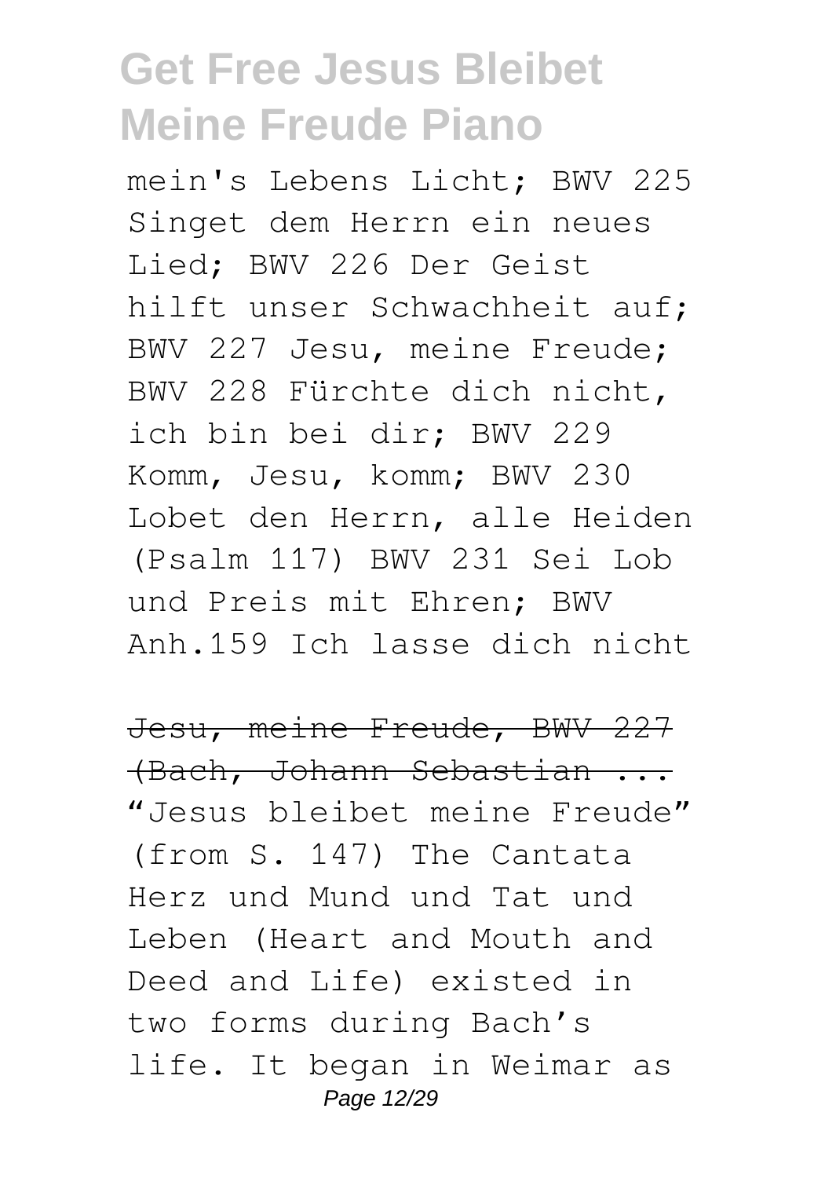mein's Lebens Licht; BWV 225 Singet dem Herrn ein neues Lied; BWV 226 Der Geist hilft unser Schwachheit auf; BWV 227 Jesu, meine Freude; BWV 228 Fürchte dich nicht, ich bin bei dir; BWV 229 Komm, Jesu, komm; BWV 230 Lobet den Herrn, alle Heiden (Psalm 117) BWV 231 Sei Lob und Preis mit Ehren; BWV Anh.159 Ich lasse dich nicht

Jesu, meine Freude, BWV 227 (Bach, Johann Sebastian ...

"Jesus bleibet meine Freude" (from S. 147) The Cantata Herz und Mund und Tat und Leben (Heart and Mouth and Deed and Life) existed in two forms during Bach's life. It began in Weimar as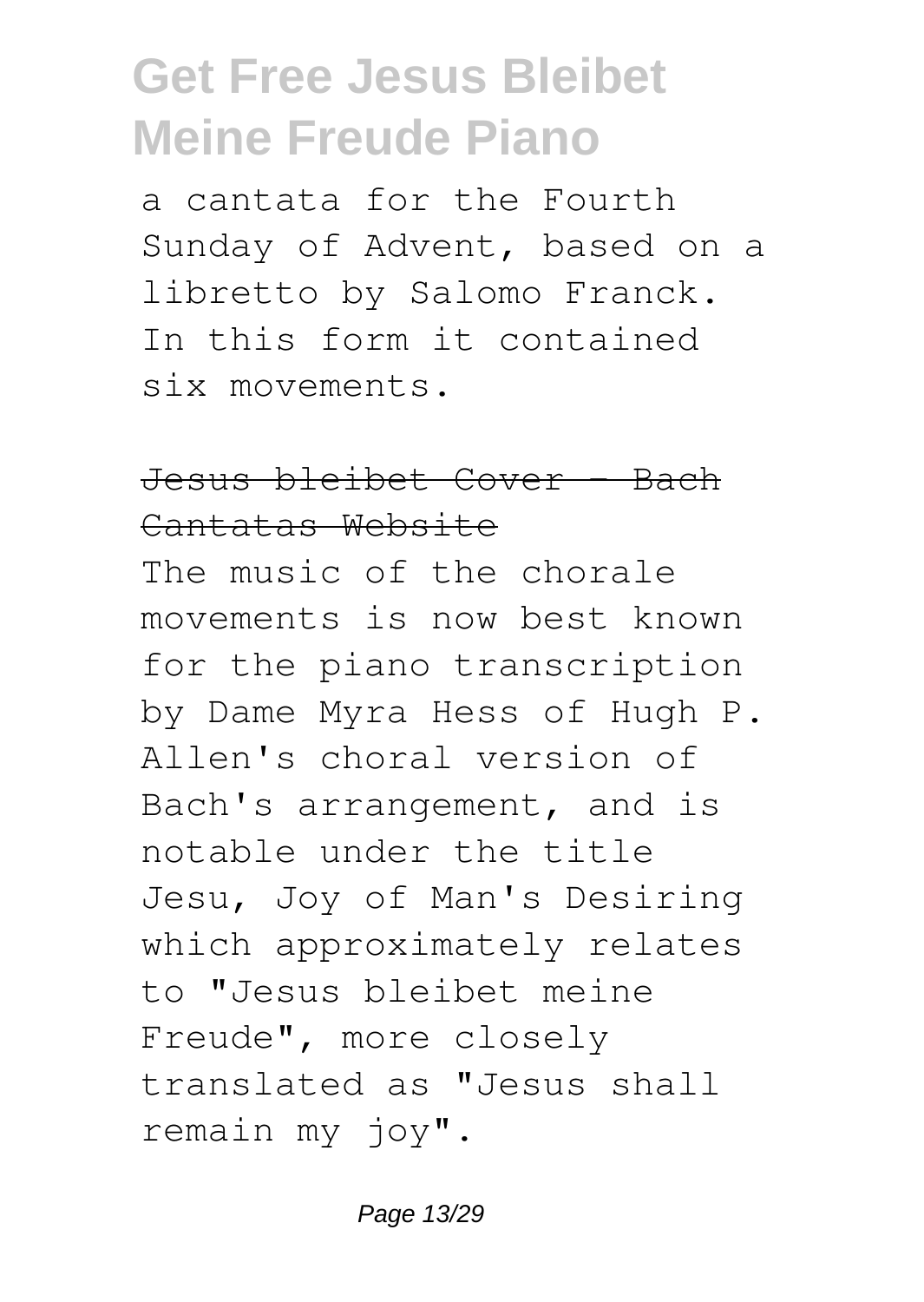a cantata for the Fourth Sunday of Advent, based on a libretto by Salomo Franck. In this form it contained six movements.

~~Jesus bleibet Cover - Bach Cantatas Website~~

The music of the chorale movements is now best known for the piano transcription by Dame Myra Hess of Hugh P. Allen's choral version of Bach's arrangement, and is notable under the title Jesu, Joy of Man's Desiring which approximately relates to "Jesus bleibet meine Freude", more closely translated as "Jesus shall remain my joy".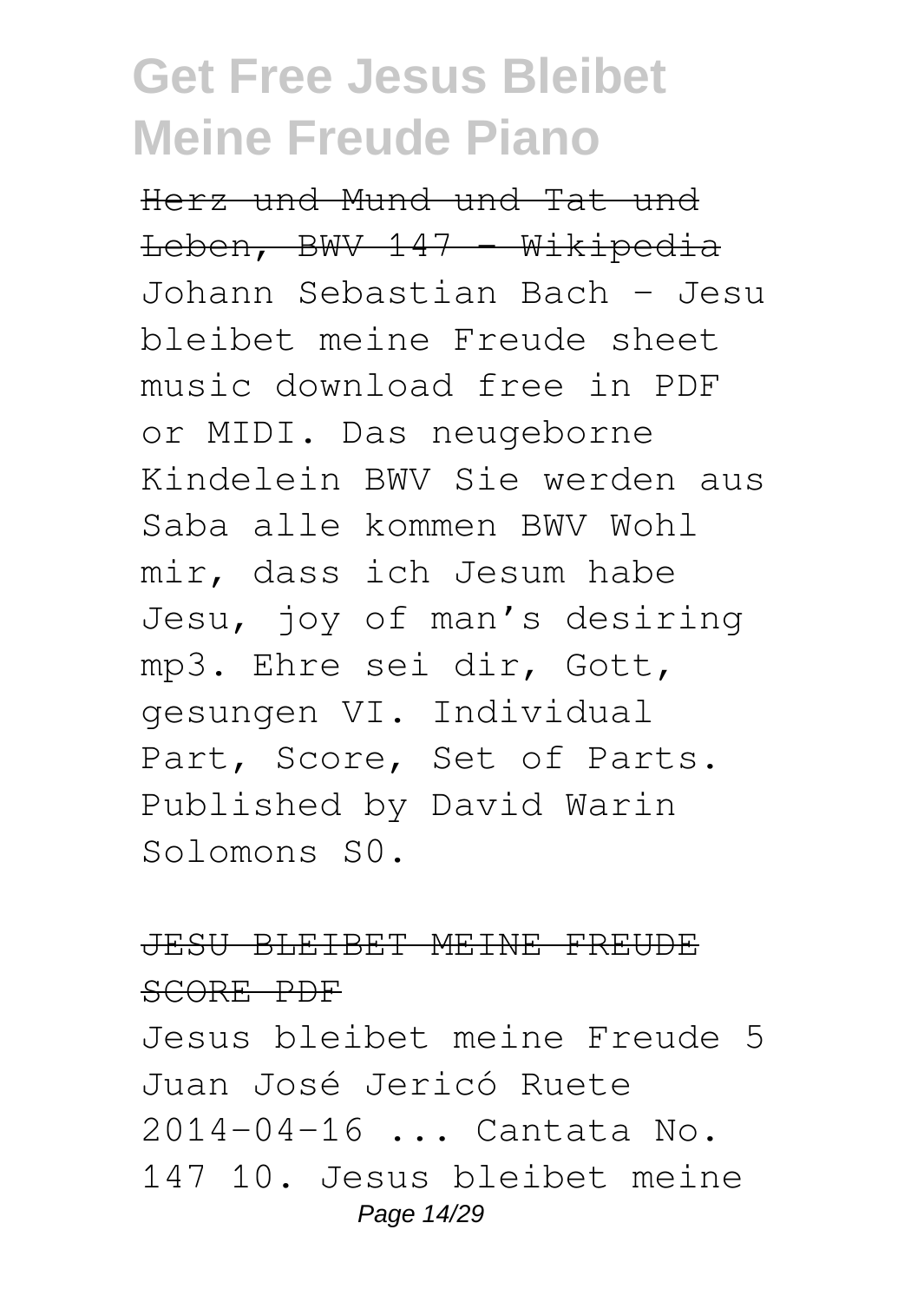Herz und Mund und Tat und Leben, BWV 147 - Wikipedia

Johann Sebastian Bach – Jesu bleibet meine Freude sheet music download free in PDF or MIDI. Das neugeborne Kindelein BWV Sie werden aus Saba alle kommen BWV Wohl mir, dass ich Jesum habe Jesu, joy of man's desiring mp3. Ehre sei dir, Gott, gesungen VI. Individual Part, Score, Set of Parts. Published by David Warin Solomons S0.

JESU BLEIBET MEINE FREUDE SCORE PDF

Jesus bleibet meine Freude 5 Juan José Jericó Ruete 2014-04-16 ... Cantata No. 147 10. Jesus bleibet meine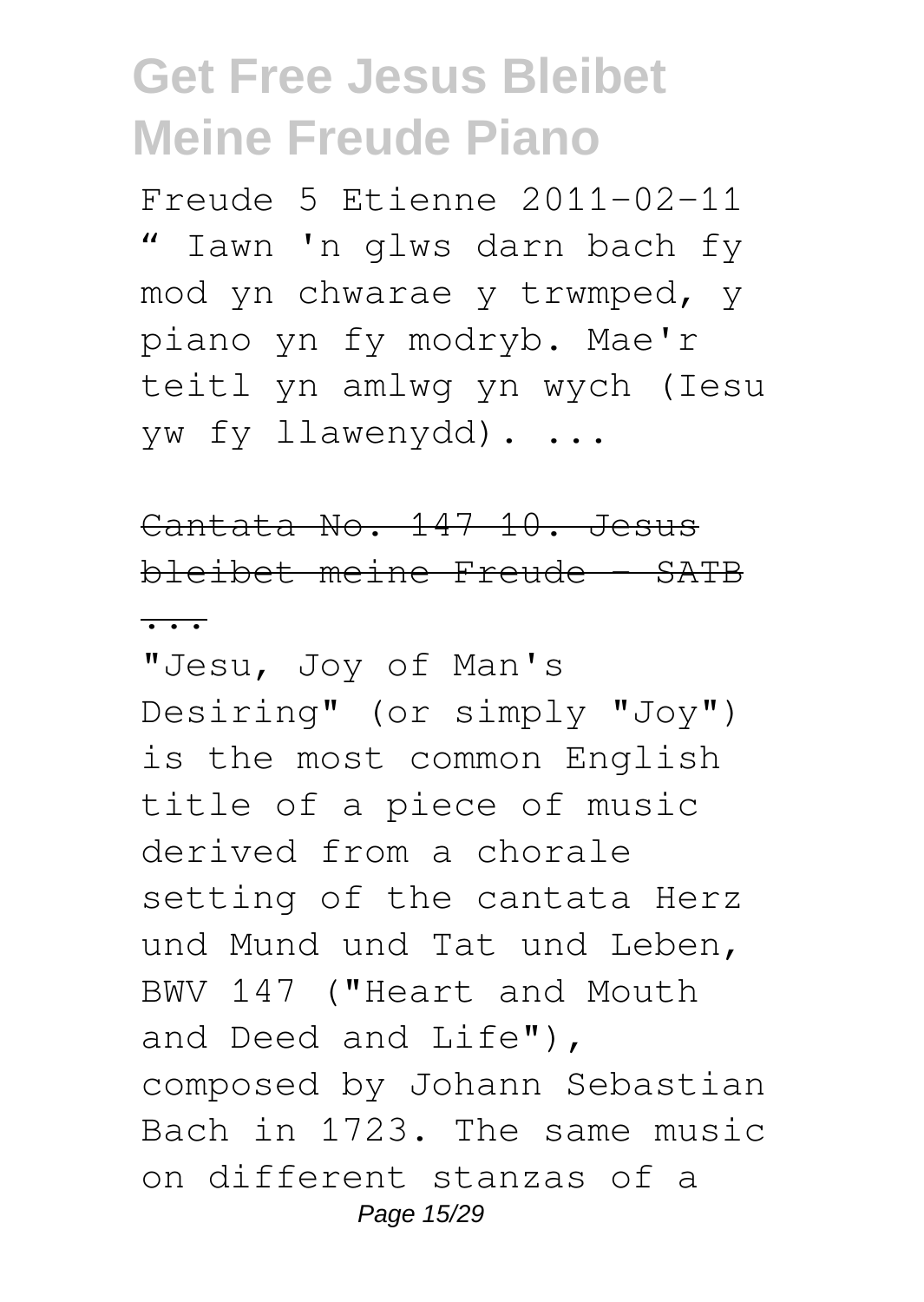Freude 5 Etienne 2011-02-11 " Iawn 'n glws darn bach fy mod yn chwarae y trwmped, y piano yn fy modryb. Mae'r teitl yn amlwg yn wych (Iesu yw fy llawenydd). ...

## Cantata No. 147 10. Jesus bleibet meine Freude - SATB ...

"Jesu, Joy of Man's Desiring" (or simply "Joy") is the most common English title of a piece of music derived from a chorale setting of the cantata Herz und Mund und Tat und Leben, BWV 147 ("Heart and Mouth and Deed and Life"), composed by Johann Sebastian Bach in 1723. The same music on different stanzas of a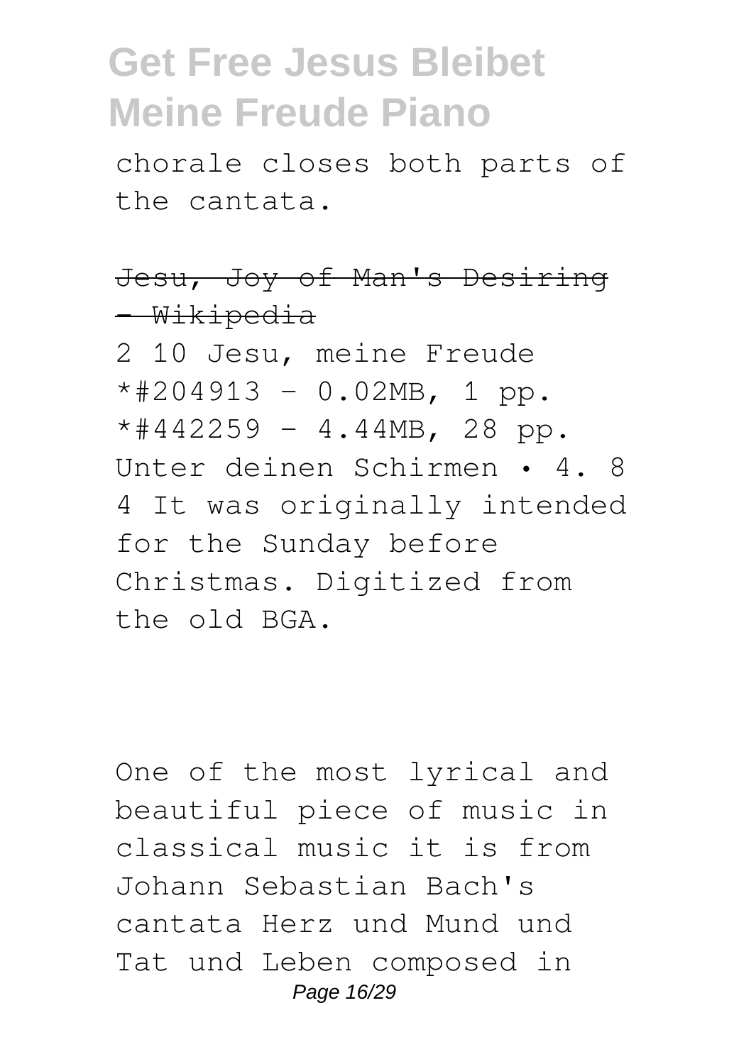chorale closes both parts of the cantata.

Jesu, Joy of Man's Desiring - Wikipedia

2 10 Jesu, meine Freude *#204913 - 0.02MB, 1 pp. *#442259 - 4.44MB, 28 pp. Unter deinen Schirmen • 4. 8 4 It was originally intended for the Sunday before Christmas. Digitized from the old BGA.

One of the most lyrical and beautiful piece of music in classical music it is from Johann Sebastian Bach's cantata Herz und Mund und Tat und Leben composed in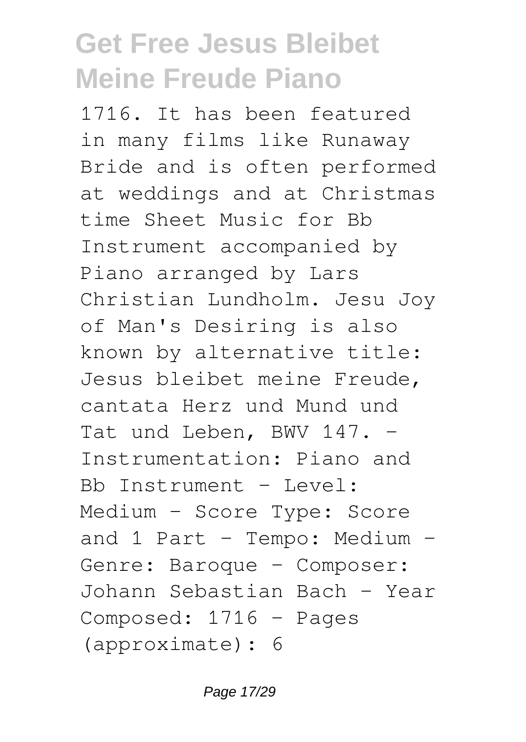1716. It has been featured in many films like Runaway Bride and is often performed at weddings and at Christmas time Sheet Music for Bb Instrument accompanied by Piano arranged by Lars Christian Lundholm. Jesu Joy of Man's Desiring is also known by alternative title: Jesus bleibet meine Freude, cantata Herz und Mund und Tat und Leben, BWV 147. - Instrumentation: Piano and Bb Instrument - Level: Medium - Score Type: Score and 1 Part - Tempo: Medium - Genre: Baroque - Composer: Johann Sebastian Bach - Year Composed: 1716 - Pages (approximate): 6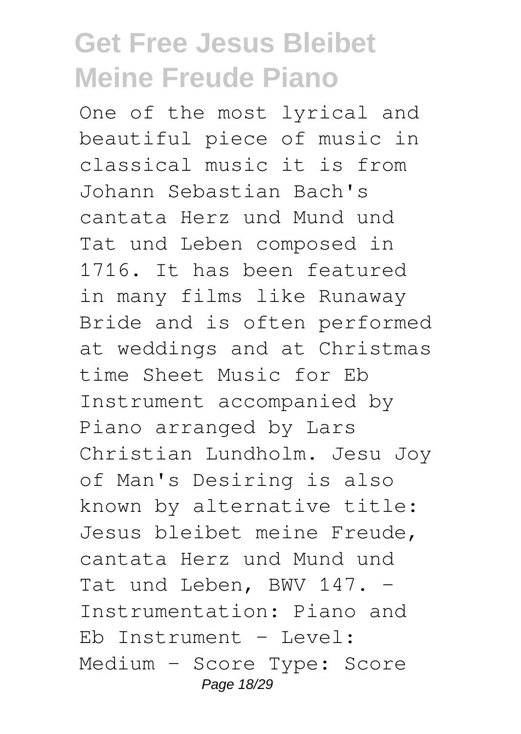One of the most lyrical and beautiful piece of music in classical music it is from Johann Sebastian Bach's cantata Herz und Mund und Tat und Leben composed in 1716. It has been featured in many films like Runaway Bride and is often performed at weddings and at Christmas time Sheet Music for Eb Instrument accompanied by Piano arranged by Lars Christian Lundholm. Jesu Joy of Man's Desiring is also known by alternative title: Jesus bleibet meine Freude, cantata Herz und Mund und Tat und Leben, BWV 147. - Instrumentation: Piano and Eb Instrument - Level: Medium - Score Type: Score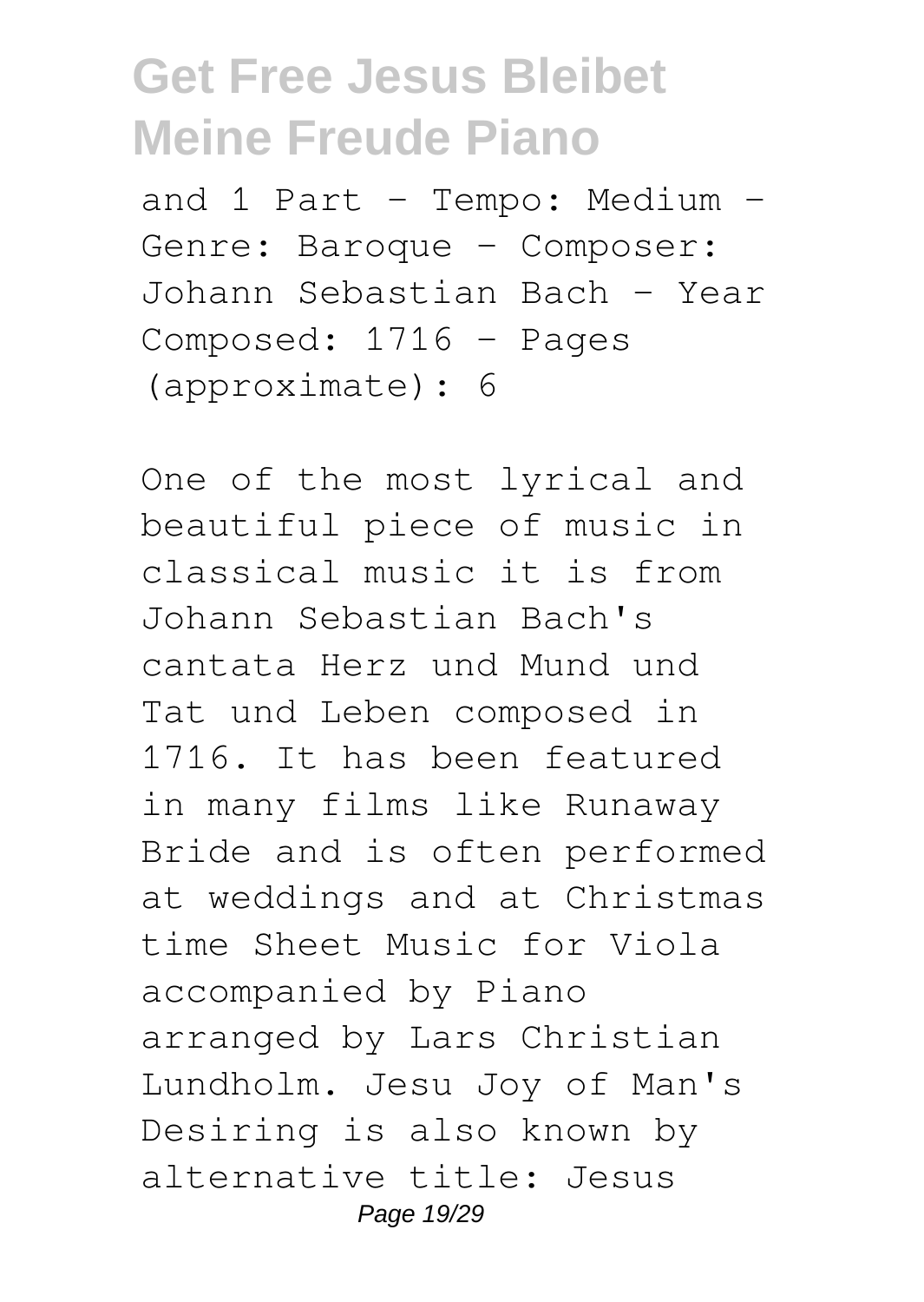and 1 Part - Tempo: Medium - Genre: Baroque - Composer: Johann Sebastian Bach - Year Composed: 1716 - Pages (approximate): 6

One of the most lyrical and beautiful piece of music in classical music it is from Johann Sebastian Bach's cantata Herz und Mund und Tat und Leben composed in 1716. It has been featured in many films like Runaway Bride and is often performed at weddings and at Christmas time Sheet Music for Viola accompanied by Piano arranged by Lars Christian Lundholm. Jesu Joy of Man's Desiring is also known by alternative title: Jesus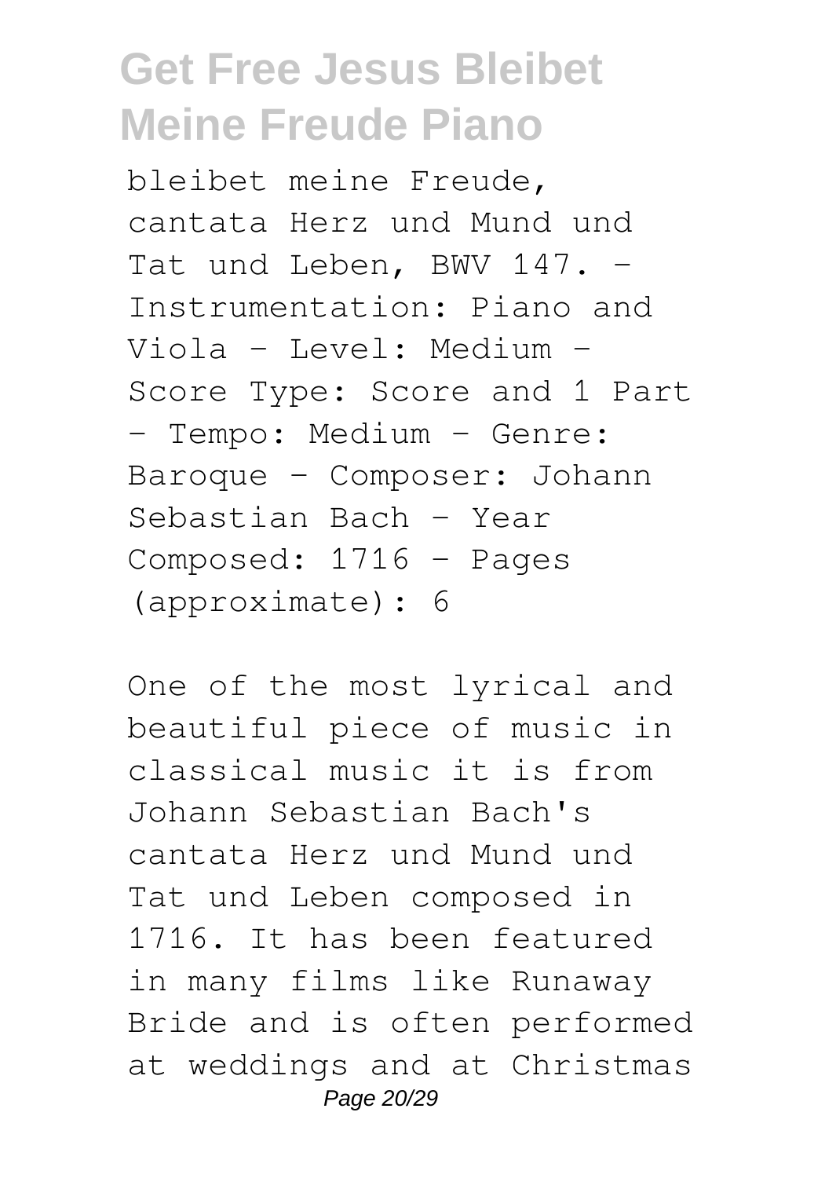bleibet meine Freude, cantata Herz und Mund und Tat und Leben, BWV 147. - Instrumentation: Piano and Viola - Level: Medium - Score Type: Score and 1 Part - Tempo: Medium - Genre: Baroque - Composer: Johann Sebastian Bach - Year Composed: 1716 - Pages (approximate): 6

One of the most lyrical and beautiful piece of music in classical music it is from Johann Sebastian Bach's cantata Herz und Mund und Tat und Leben composed in 1716. It has been featured in many films like Runaway Bride and is often performed at weddings and at Christmas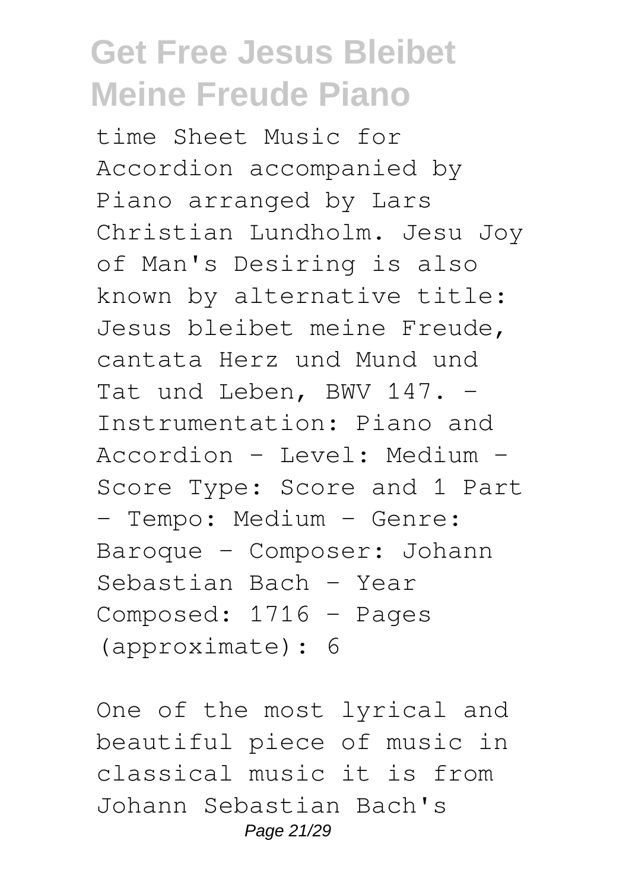time Sheet Music for Accordion accompanied by Piano arranged by Lars Christian Lundholm. Jesu Joy of Man's Desiring is also known by alternative title: Jesus bleibet meine Freude, cantata Herz und Mund und Tat und Leben, BWV 147. - Instrumentation: Piano and Accordion - Level: Medium - Score Type: Score and 1 Part - Tempo: Medium - Genre: Baroque - Composer: Johann Sebastian Bach - Year Composed: 1716 - Pages (approximate): 6

One of the most lyrical and beautiful piece of music in classical music it is from Johann Sebastian Bach's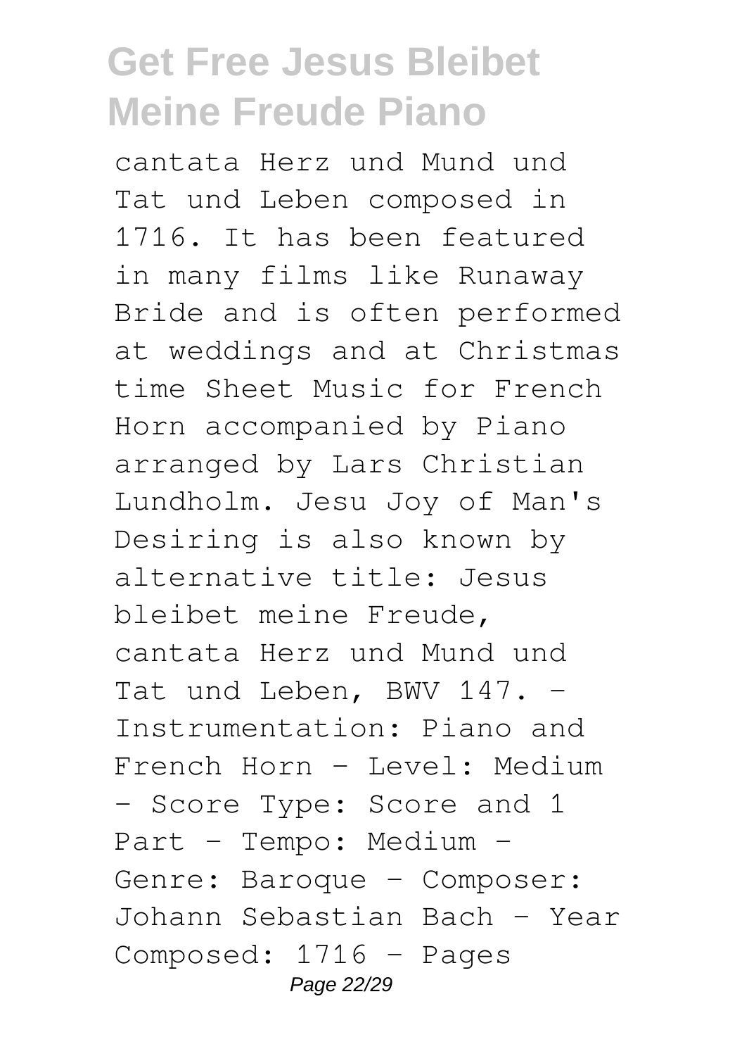cantata Herz und Mund und Tat und Leben composed in 1716. It has been featured in many films like Runaway Bride and is often performed at weddings and at Christmas time Sheet Music for French Horn accompanied by Piano arranged by Lars Christian Lundholm. Jesu Joy of Man's Desiring is also known by alternative title: Jesus bleibet meine Freude, cantata Herz und Mund und Tat und Leben, BWV 147. - Instrumentation: Piano and French Horn - Level: Medium - Score Type: Score and 1 Part - Tempo: Medium - Genre: Baroque - Composer: Johann Sebastian Bach - Year Composed: 1716 - Pages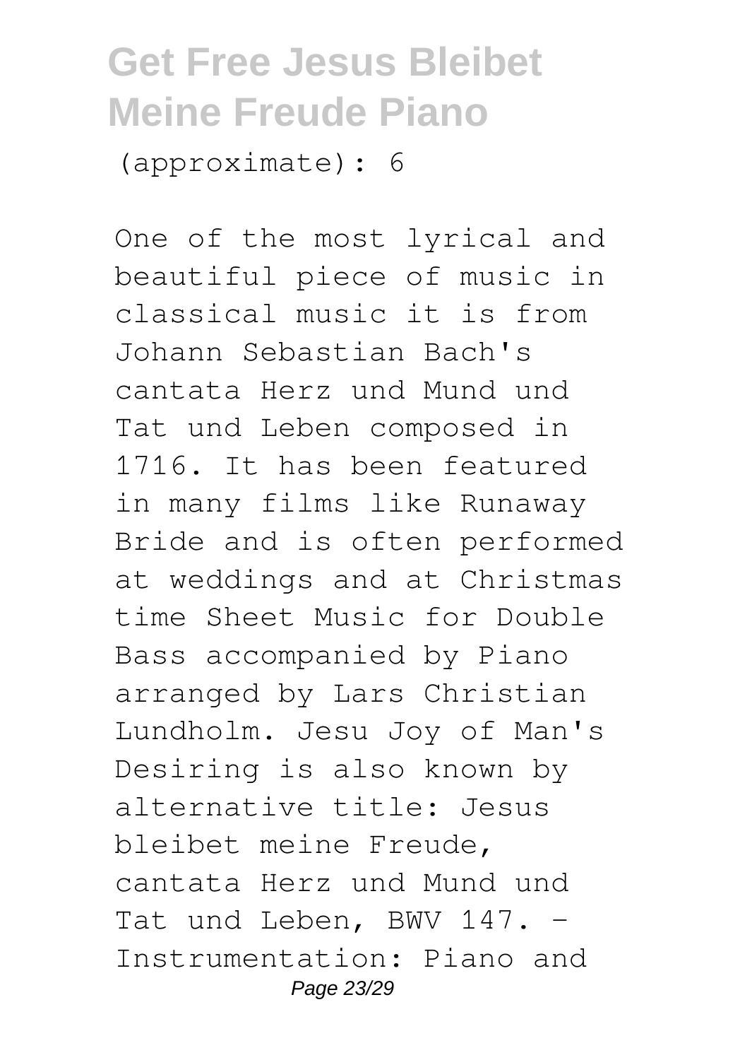(approximate): 6

One of the most lyrical and beautiful piece of music in classical music it is from Johann Sebastian Bach's cantata Herz und Mund und Tat und Leben composed in 1716. It has been featured in many films like Runaway Bride and is often performed at weddings and at Christmas time Sheet Music for Double Bass accompanied by Piano arranged by Lars Christian Lundholm. Jesu Joy of Man's Desiring is also known by alternative title: Jesus bleibet meine Freude, cantata Herz und Mund und Tat und Leben, BWV 147. - Instrumentation: Piano and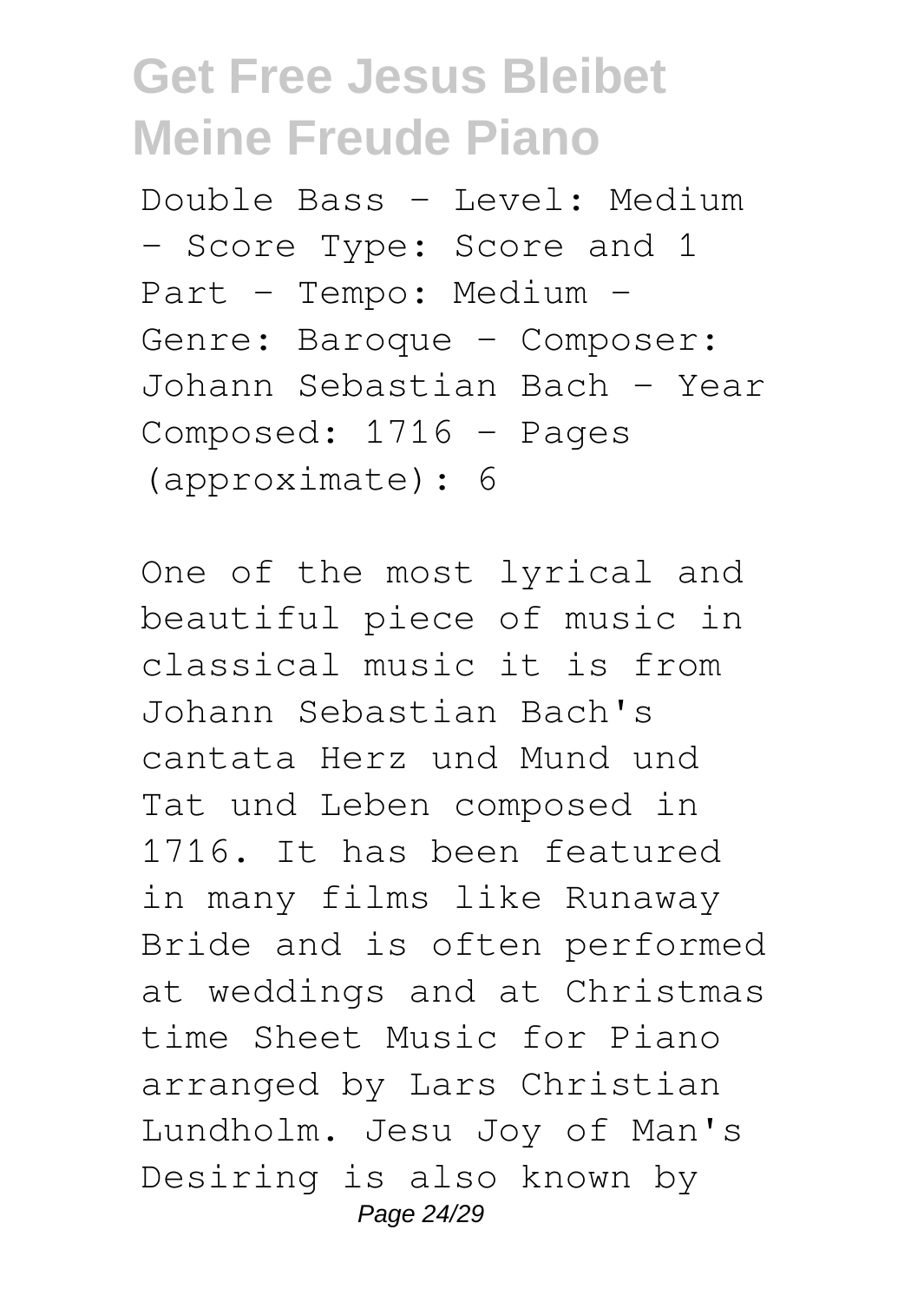Double Bass - Level: Medium - Score Type: Score and 1 Part - Tempo: Medium - Genre: Baroque - Composer: Johann Sebastian Bach - Year Composed: 1716 - Pages (approximate): 6

One of the most lyrical and beautiful piece of music in classical music it is from Johann Sebastian Bach's cantata Herz und Mund und Tat und Leben composed in 1716. It has been featured in many films like Runaway Bride and is often performed at weddings and at Christmas time Sheet Music for Piano arranged by Lars Christian Lundholm. Jesu Joy of Man's Desiring is also known by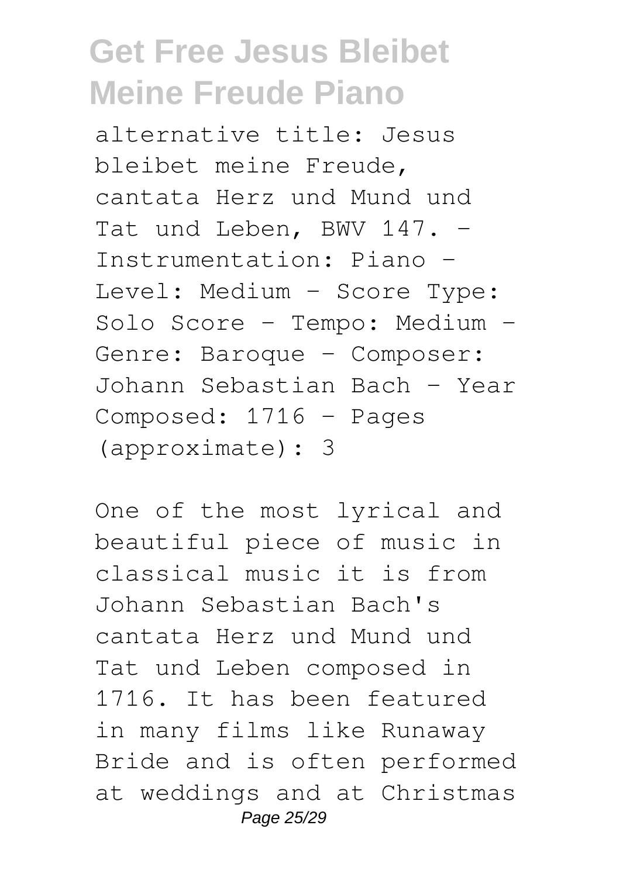alternative title: Jesus bleibet meine Freude, cantata Herz und Mund und Tat und Leben, BWV 147. - Instrumentation: Piano - Level: Medium - Score Type: Solo Score - Tempo: Medium - Genre: Baroque - Composer: Johann Sebastian Bach - Year Composed: 1716 - Pages (approximate): 3

One of the most lyrical and beautiful piece of music in classical music it is from Johann Sebastian Bach's cantata Herz und Mund und Tat und Leben composed in 1716. It has been featured in many films like Runaway Bride and is often performed at weddings and at Christmas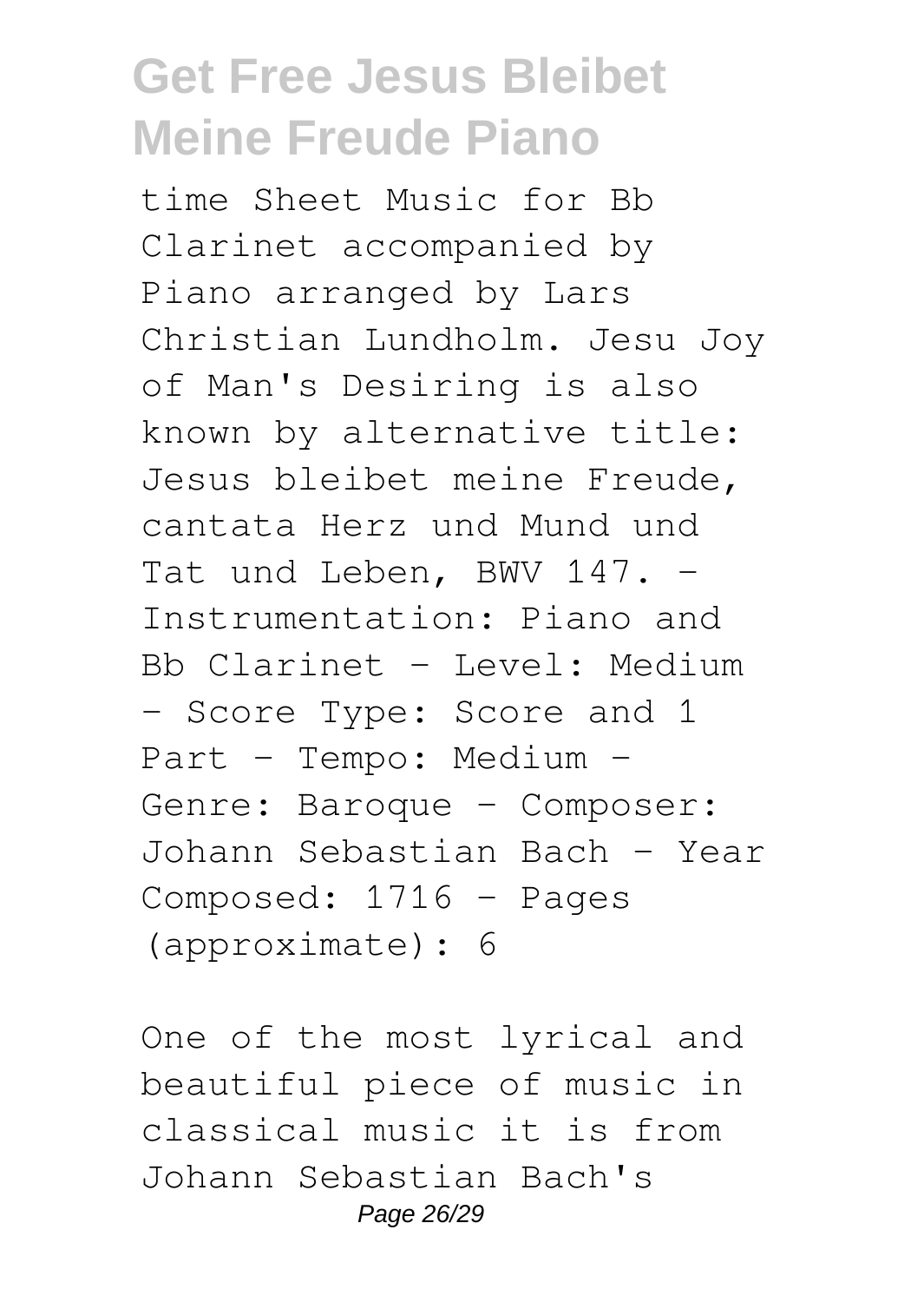time Sheet Music for Bb Clarinet accompanied by Piano arranged by Lars Christian Lundholm. Jesu Joy of Man's Desiring is also known by alternative title: Jesus bleibet meine Freude, cantata Herz und Mund und Tat und Leben, BWV 147. - Instrumentation: Piano and Bb Clarinet - Level: Medium - Score Type: Score and 1 Part - Tempo: Medium - Genre: Baroque - Composer: Johann Sebastian Bach - Year Composed: 1716 - Pages (approximate): 6

One of the most lyrical and beautiful piece of music in classical music it is from Johann Sebastian Bach's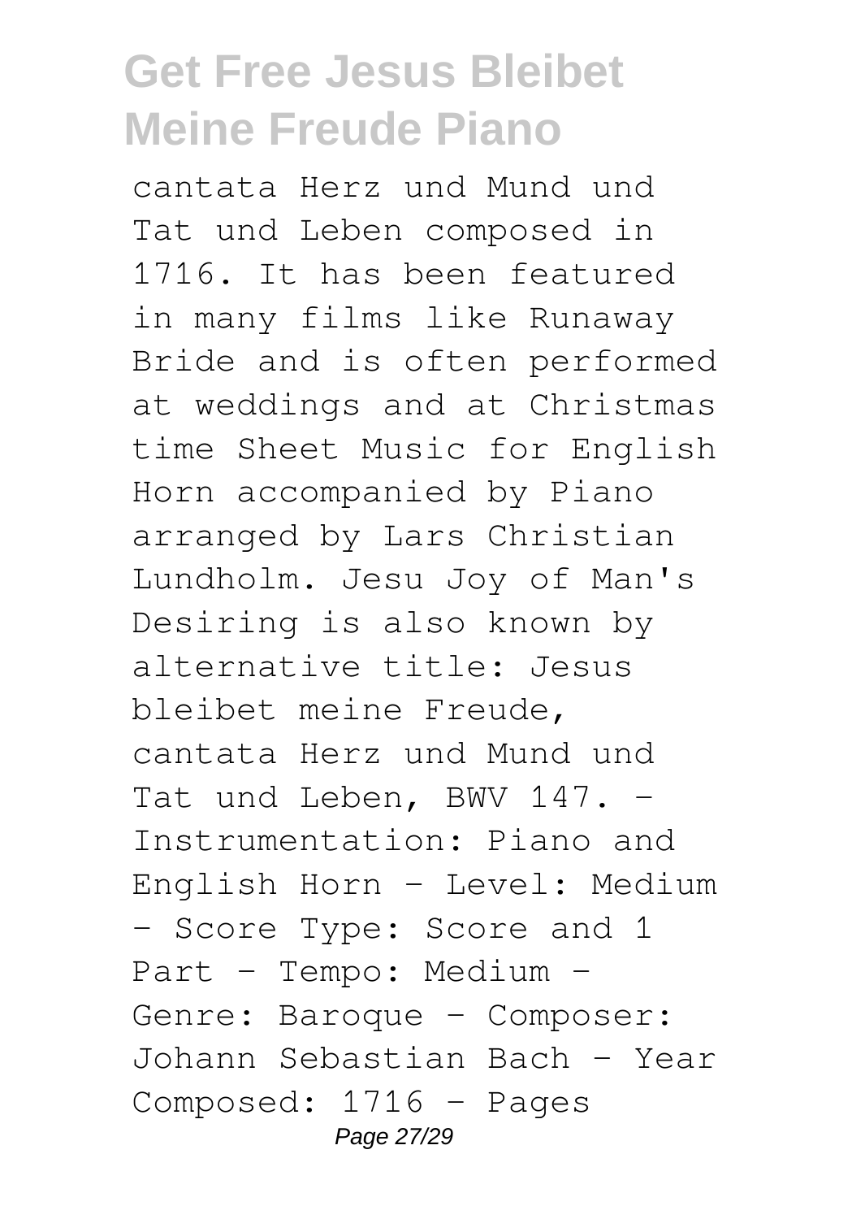cantata Herz und Mund und Tat und Leben composed in 1716. It has been featured in many films like Runaway Bride and is often performed at weddings and at Christmas time Sheet Music for English Horn accompanied by Piano arranged by Lars Christian Lundholm. Jesu Joy of Man's Desiring is also known by alternative title: Jesus bleibet meine Freude, cantata Herz und Mund und Tat und Leben, BWV 147. - Instrumentation: Piano and English Horn - Level: Medium - Score Type: Score and 1 Part - Tempo: Medium - Genre: Baroque - Composer: Johann Sebastian Bach - Year Composed: 1716 - Pages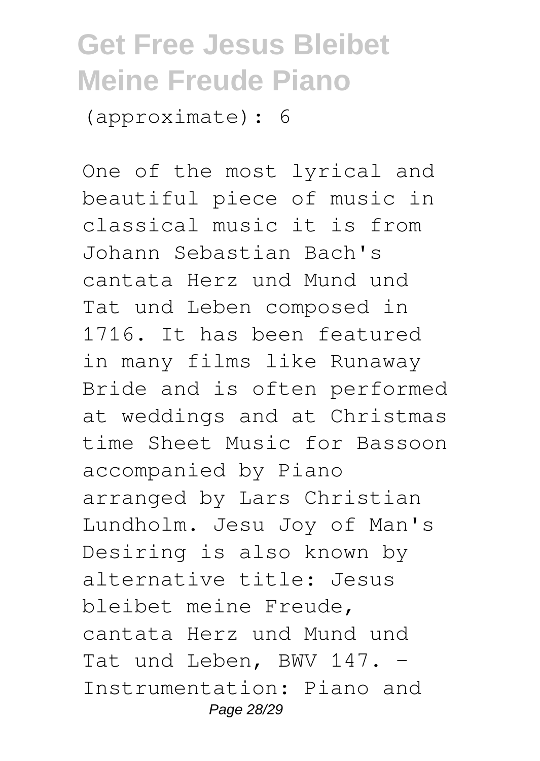(approximate): 6

One of the most lyrical and beautiful piece of music in classical music it is from Johann Sebastian Bach's cantata Herz und Mund und Tat und Leben composed in 1716. It has been featured in many films like Runaway Bride and is often performed at weddings and at Christmas time Sheet Music for Bassoon accompanied by Piano arranged by Lars Christian Lundholm. Jesu Joy of Man's Desiring is also known by alternative title: Jesus bleibet meine Freude, cantata Herz und Mund und Tat und Leben, BWV 147. - Instrumentation: Piano and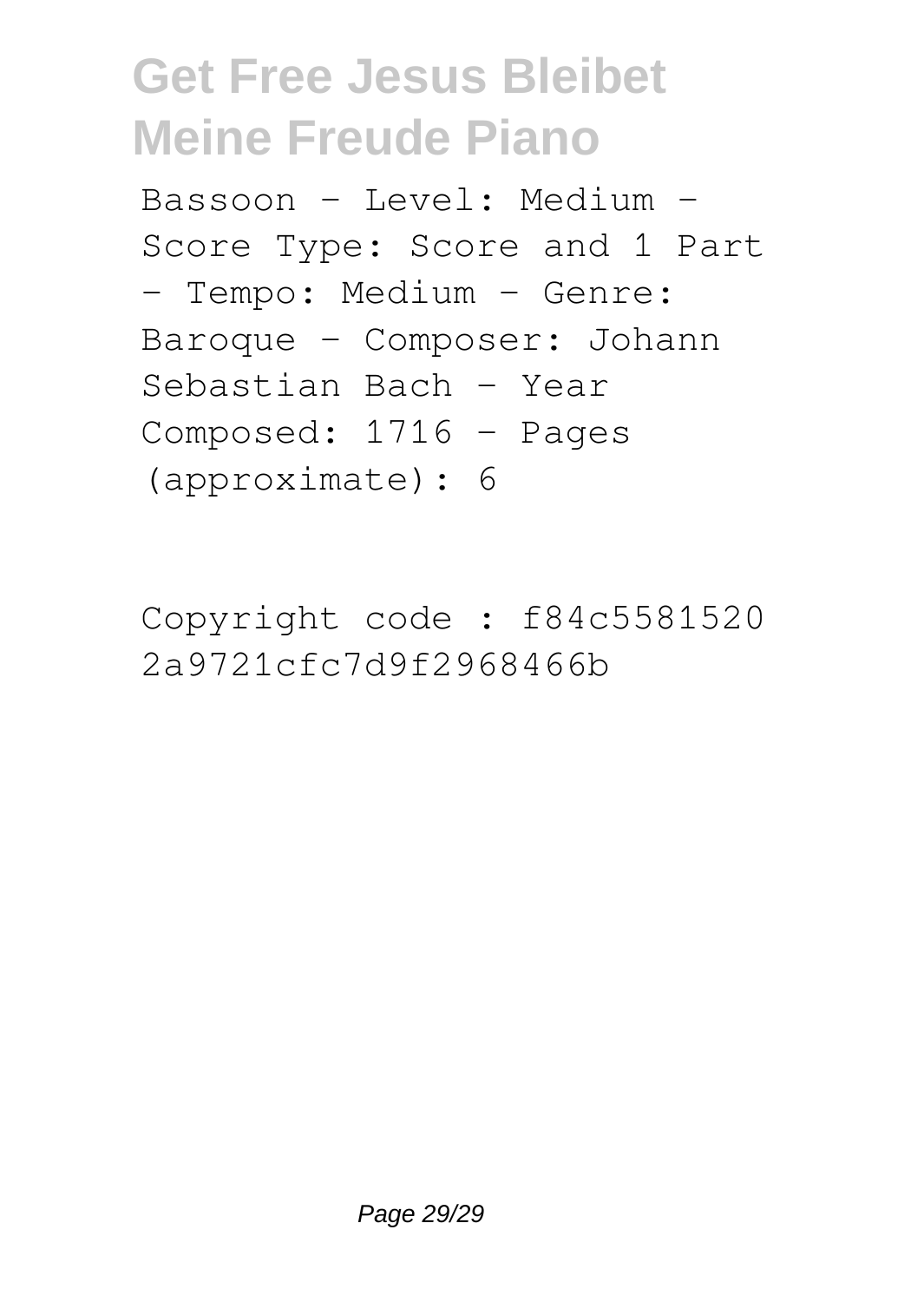Bassoon - Level: Medium - Score Type: Score and 1 Part - Tempo: Medium - Genre: Baroque - Composer: Johann Sebastian Bach - Year Composed: 1716 - Pages (approximate): 6

Copyright code : f84c55815202a9721cfc7d9f2968466b